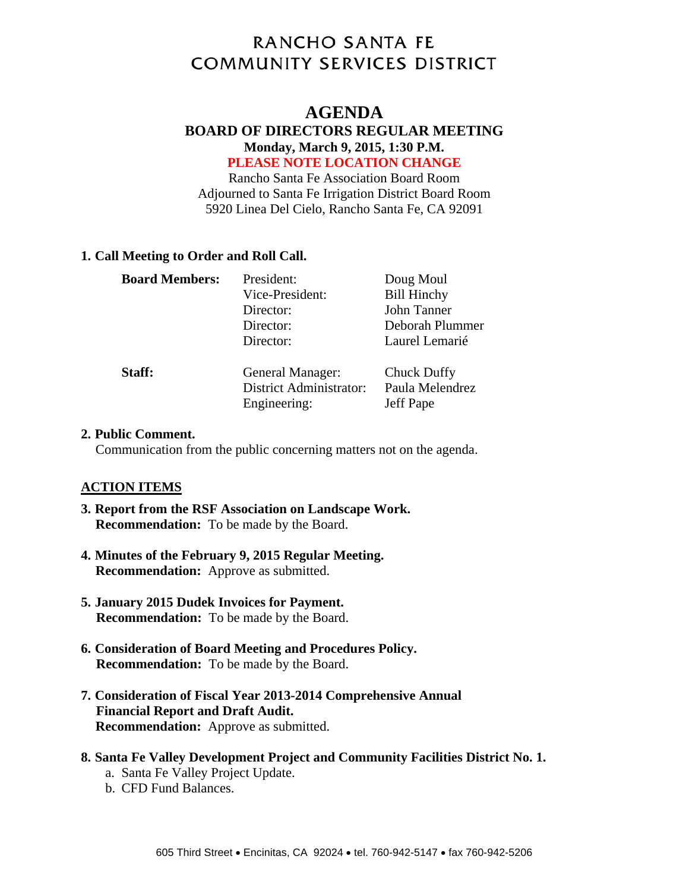# RANCHO SANTA FE
# COMMUNITY SERVICES DISTRICT

## AGENDA

### BOARD OF DIRECTORS REGULAR MEETING

**Monday, March 9, 2015, 1:30 P.M.**

**PLEASE NOTE LOCATION CHANGE**

Rancho Santa Fe Association Board Room
Adjourned to Santa Fe Irrigation District Board Room
5920 Linea Del Cielo, Rancho Santa Fe, CA 92091

**1. Call Meeting to Order and Roll Call.**

| | | |
|---|---|---|
| **Board Members:** | President: | Doug Moul |
| | Vice-President: | Bill Hinchy |
| | Director: | John Tanner |
| | Director: | Deborah Plummer |
| | Director: | Laurel Lemarié |
| **Staff:** | General Manager: | Chuck Duffy |
| | District Administrator: | Paula Melendrez |
| | Engineering: | Jeff Pape |

**2. Public Comment.**
Communication from the public concerning matters not on the agenda.

**ACTION ITEMS**

**3. Report from the RSF Association on Landscape Work.**
**Recommendation:** To be made by the Board.

**4. Minutes of the February 9, 2015 Regular Meeting.**
**Recommendation:** Approve as submitted.

**5. January 2015 Dudek Invoices for Payment.**
**Recommendation:** To be made by the Board.

**6. Consideration of Board Meeting and Procedures Policy.**
**Recommendation:** To be made by the Board.

**7. Consideration of Fiscal Year 2013-2014 Comprehensive Annual Financial Report and Draft Audit.**
**Recommendation:** Approve as submitted.

**8. Santa Fe Valley Development Project and Community Facilities District No. 1.**

a. Santa Fe Valley Project Update.
b. CFD Fund Balances.

605 Third Street • Encinitas, CA 92024 • tel. 760-942-5147 • fax 760-942-5206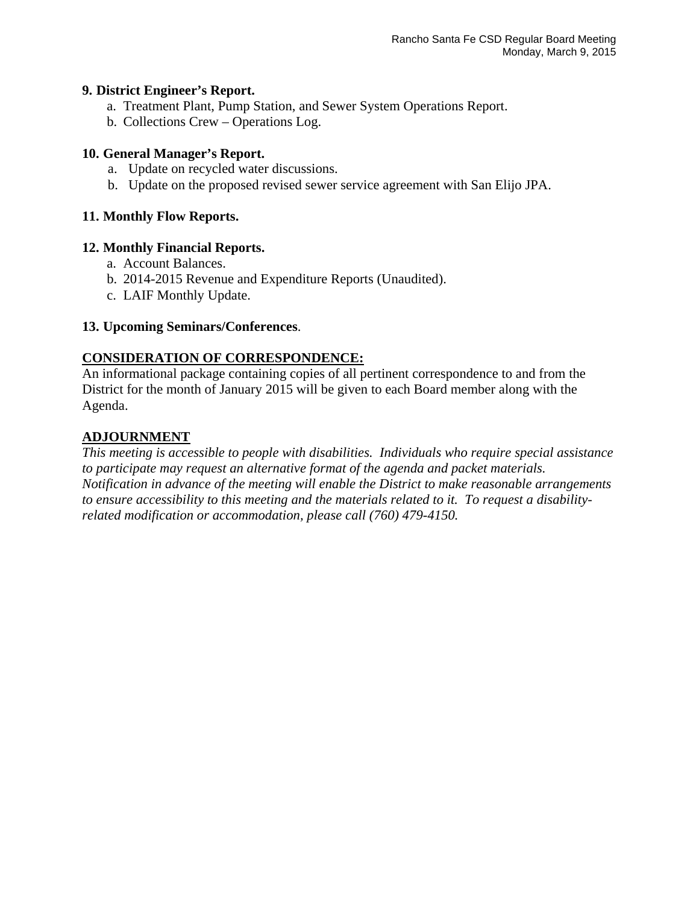**9. District Engineer's Report.**

a. Treatment Plant, Pump Station, and Sewer System Operations Report.
b. Collections Crew – Operations Log.

**10. General Manager's Report.**

a. Update on recycled water discussions.
b. Update on the proposed revised sewer service agreement with San Elijo JPA.

**11. Monthly Flow Reports.**

**12. Monthly Financial Reports.**

a. Account Balances.
b. 2014-2015 Revenue and Expenditure Reports (Unaudited).
c. LAIF Monthly Update.

**13. Upcoming Seminars/Conferences**.

**CONSIDERATION OF CORRESPONDENCE:**

An informational package containing copies of all pertinent correspondence to and from the District for the month of January 2015 will be given to each Board member along with the Agenda.

**ADJOURNMENT**

*This meeting is accessible to people with disabilities. Individuals who require special assistance to participate may request an alternative format of the agenda and packet materials. Notification in advance of the meeting will enable the District to make reasonable arrangements to ensure accessibility to this meeting and the materials related to it. To request a disability-related modification or accommodation, please call (760) 479-4150.*